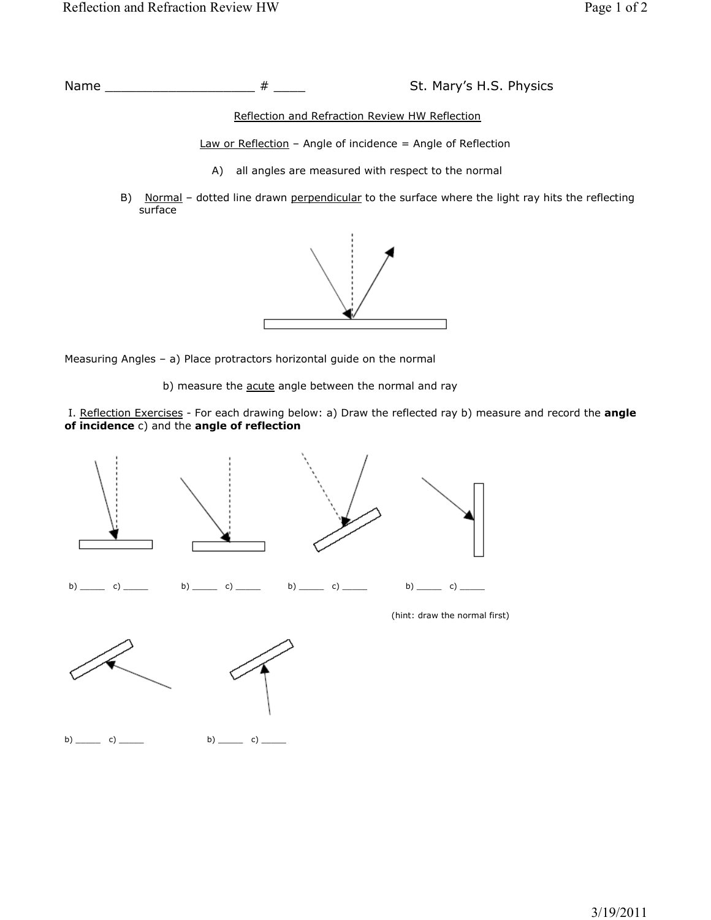Name ___________________ # ____ St. Mary's H.S. Physics

Reflection and Refraction Review HW Reflection

Law or Reflection – Angle of incidence = Angle of Reflection

A) all angles are measured with respect to the normal

B) Normal – dotted line drawn perpendicular to the surface where the light ray hits the reflecting surface

Measuring Angles – a) Place protractors horizontal guide on the normal

b) measure the acute angle between the normal and ray

I. Reflection Exercises - For each drawing below: a) Draw the reflected ray b) measure and record the **angle of incidence** c) and the **angle of reflection**

b) _____ c) _____ b) _____ c) _____ b) _____ c) _____ b) _____ c) _____

(hint: draw the normal first)

b) _____ c) _____ b) _____ c) _____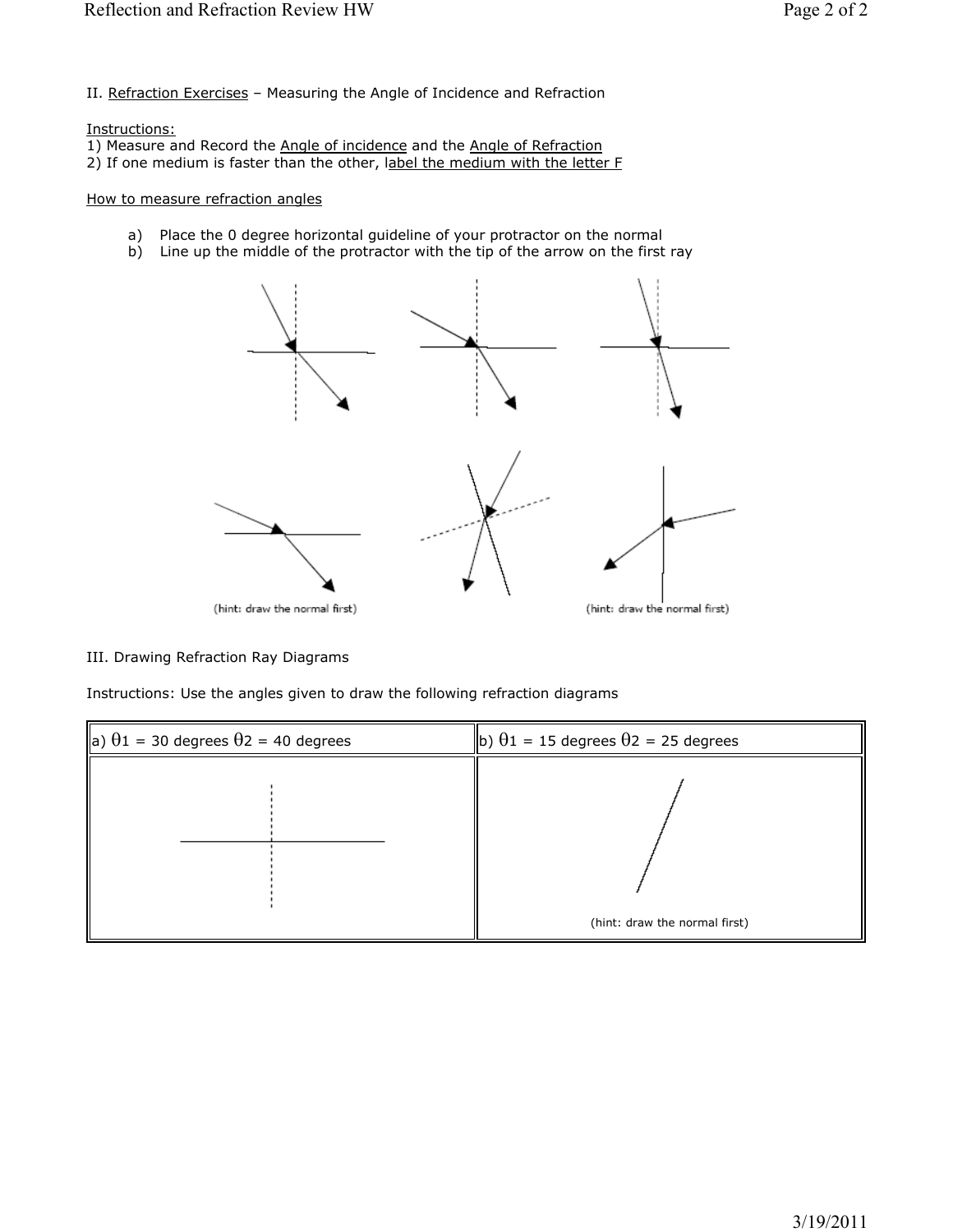II. <u>Refraction Exercises</u> – Measuring the Angle of Incidence and Refraction

<u>Instructions:</u>

1) Measure and Record the <u>Angle of incidence</u> and the <u>Angle of Refraction</u>
2) If one medium is faster than the other, <u>label the medium with the letter F</u>

<u>How to measure refraction angles</u>

a) Place the 0 degree horizontal guideline of your protractor on the normal
b) Line up the middle of the protractor with the tip of the arrow on the first ray

(hint: draw the normal first)

(hint: draw the normal first)

III. Drawing Refraction Ray Diagrams

Instructions: Use the angles given to draw the following refraction diagrams

| a) $\theta 1$ = 30 degrees $\theta 2$ = 40 degrees | b) $\theta 1$ = 15 degrees $\theta 2$ = 25 degrees |
|---|---|
| | (hint: draw the normal first) |